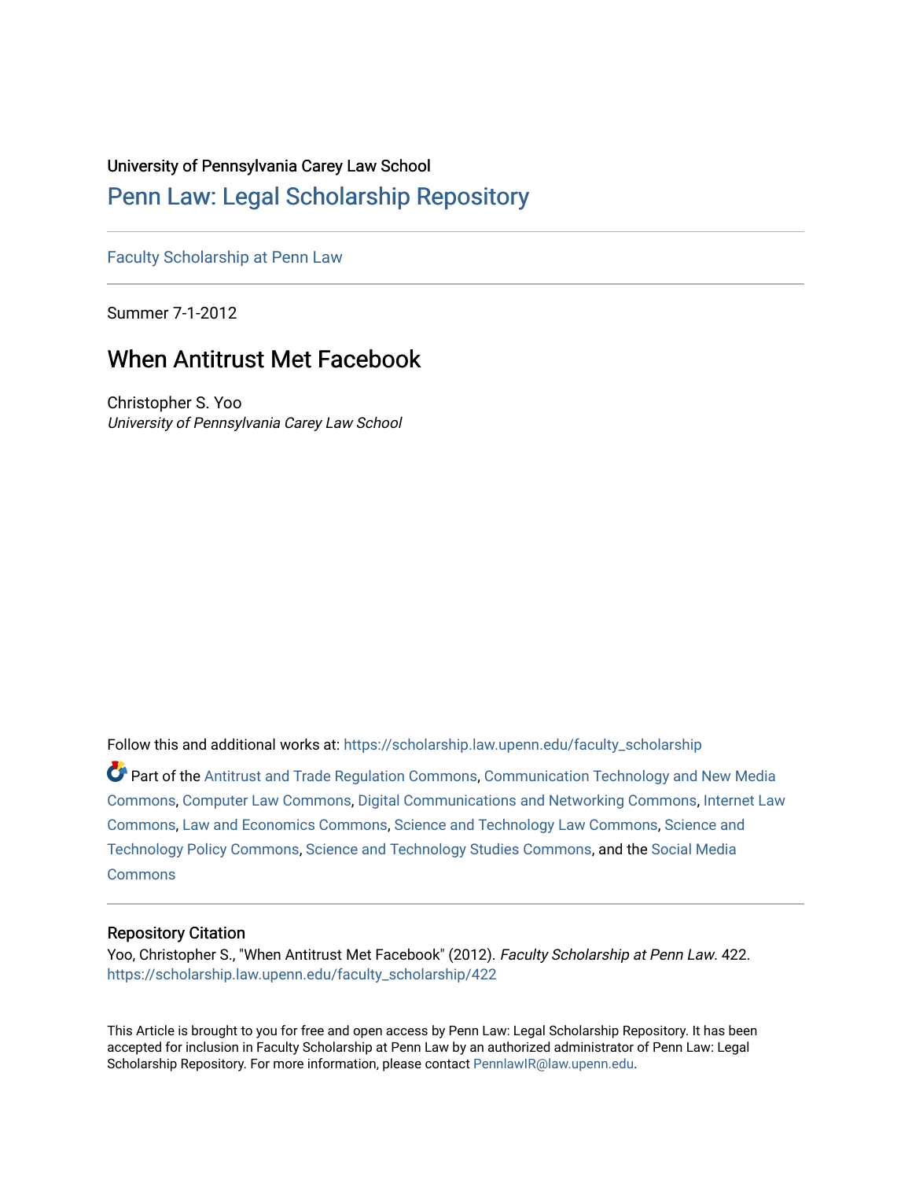University of Pennsylvania Carey Law School

# Penn Law: Legal Scholarship Repository

Faculty Scholarship at Penn Law

Summer 7-1-2012

## When Antitrust Met Facebook

Christopher S. Yoo
*University of Pennsylvania Carey Law School*

Follow this and additional works at: https://scholarship.law.upenn.edu/faculty_scholarship

Part of the Antitrust and Trade Regulation Commons, Communication Technology and New Media Commons, Computer Law Commons, Digital Communications and Networking Commons, Internet Law Commons, Law and Economics Commons, Science and Technology Law Commons, Science and Technology Policy Commons, Science and Technology Studies Commons, and the Social Media Commons

### Repository Citation

Yoo, Christopher S., "When Antitrust Met Facebook" (2012). *Faculty Scholarship at Penn Law*. 422.
https://scholarship.law.upenn.edu/faculty_scholarship/422

This Article is brought to you for free and open access by Penn Law: Legal Scholarship Repository. It has been accepted for inclusion in Faculty Scholarship at Penn Law by an authorized administrator of Penn Law: Legal Scholarship Repository. For more information, please contact PennlawIR@law.upenn.edu.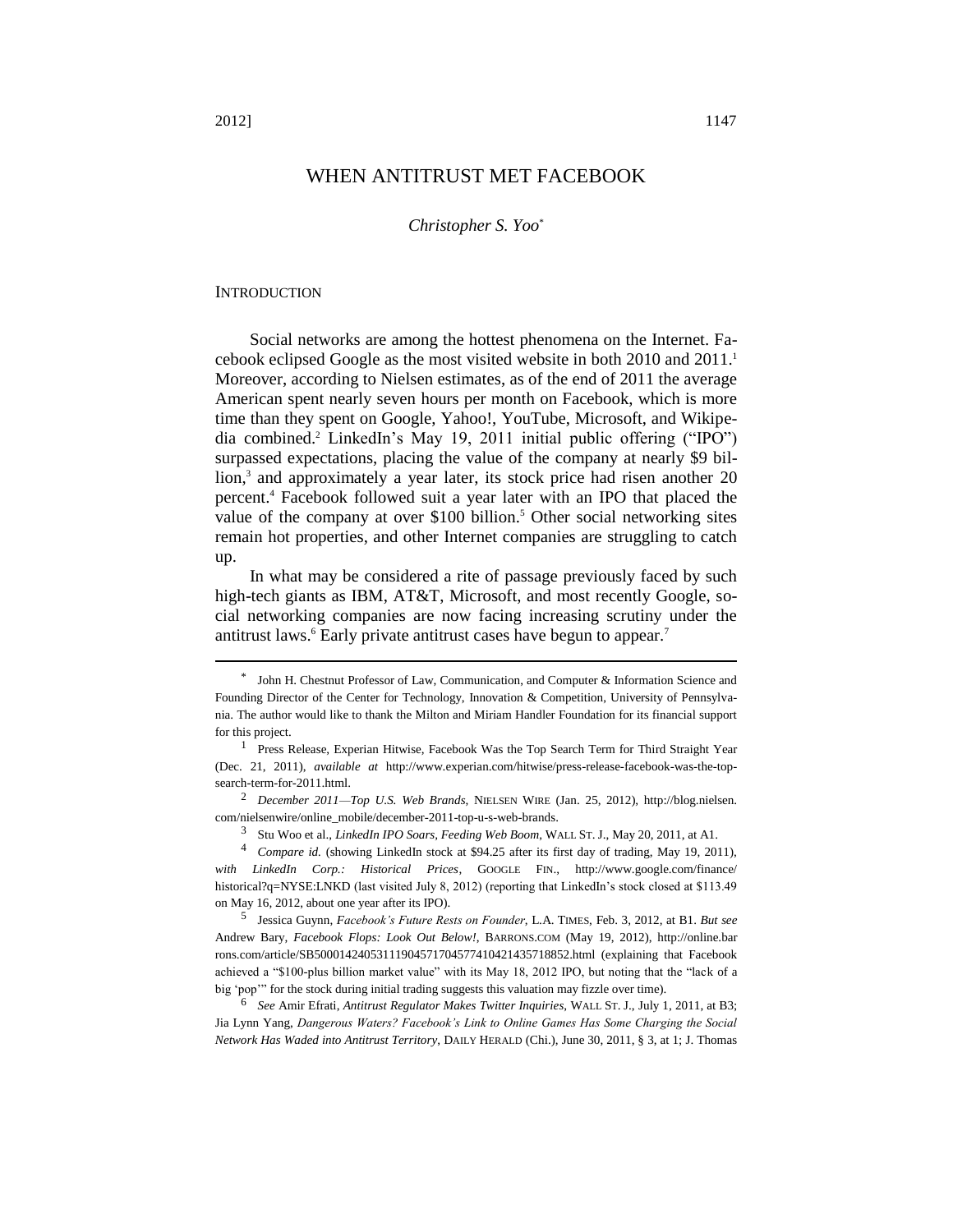# WHEN ANTITRUST MET FACEBOOK

*Christopher S. Yoo*[*]

## INTRODUCTION

Social networks are among the hottest phenomena on the Internet. Facebook eclipsed Google as the most visited website in both 2010 and 2011.[1] Moreover, according to Nielsen estimates, as of the end of 2011 the average American spent nearly seven hours per month on Facebook, which is more time than they spent on Google, Yahoo!, YouTube, Microsoft, and Wikipedia combined.[2] LinkedIn's May 19, 2011 initial public offering ("IPO") surpassed expectations, placing the value of the company at nearly $9 billion,[3] and approximately a year later, its stock price had risen another 20 percent.[4] Facebook followed suit a year later with an IPO that placed the value of the company at over $100 billion.[5] Other social networking sites remain hot properties, and other Internet companies are struggling to catch up.

In what may be considered a rite of passage previously faced by such high-tech giants as IBM, AT&T, Microsoft, and most recently Google, social networking companies are now facing increasing scrutiny under the antitrust laws.[6] Early private antitrust cases have begun to appear.[7]

---

[*] John H. Chestnut Professor of Law, Communication, and Computer & Information Science and Founding Director of the Center for Technology, Innovation & Competition, University of Pennsylvania. The author would like to thank the Milton and Miriam Handler Foundation for its financial support for this project.

[1] Press Release, Experian Hitwise, Facebook Was the Top Search Term for Third Straight Year (Dec. 21, 2011), *available at* http://www.experian.com/hitwise/press-release-facebook-was-the-top-search-term-for-2011.html.

[2] *December 2011—Top U.S. Web Brands*, NIELSEN WIRE (Jan. 25, 2012), http://blog.nielsen.com/nielsenwire/online_mobile/december-2011-top-u-s-web-brands.

[3] Stu Woo et al., *LinkedIn IPO Soars, Feeding Web Boom*, WALL ST. J., May 20, 2011, at A1.

[4] *Compare id.* (showing LinkedIn stock at $94.25 after its first day of trading, May 19, 2011), *with LinkedIn Corp.: Historical Prices*, GOOGLE FIN., http://www.google.com/finance/historical?q=NYSE:LNKD (last visited July 8, 2012) (reporting that LinkedIn's stock closed at $113.49 on May 16, 2012, about one year after its IPO).

[5] Jessica Guynn, *Facebook's Future Rests on Founder*, L.A. TIMES, Feb. 3, 2012, at B1. *But see* Andrew Bary, *Facebook Flops: Look Out Below!*, BARRONS.COM (May 19, 2012), http://online.barrons.com/article/SB50001424053111904571704577410421435718852.html (explaining that Facebook achieved a "$100-plus billion market value" with its May 18, 2012 IPO, but noting that the "lack of a big 'pop'" for the stock during initial trading suggests this valuation may fizzle over time).

[6] *See* Amir Efrati, *Antitrust Regulator Makes Twitter Inquiries*, WALL ST. J., July 1, 2011, at B3; Jia Lynn Yang, *Dangerous Waters? Facebook's Link to Online Games Has Some Charging the Social Network Has Waded into Antitrust Territory*, DAILY HERALD (Chi.), June 30, 2011, § 3, at 1; J. Thomas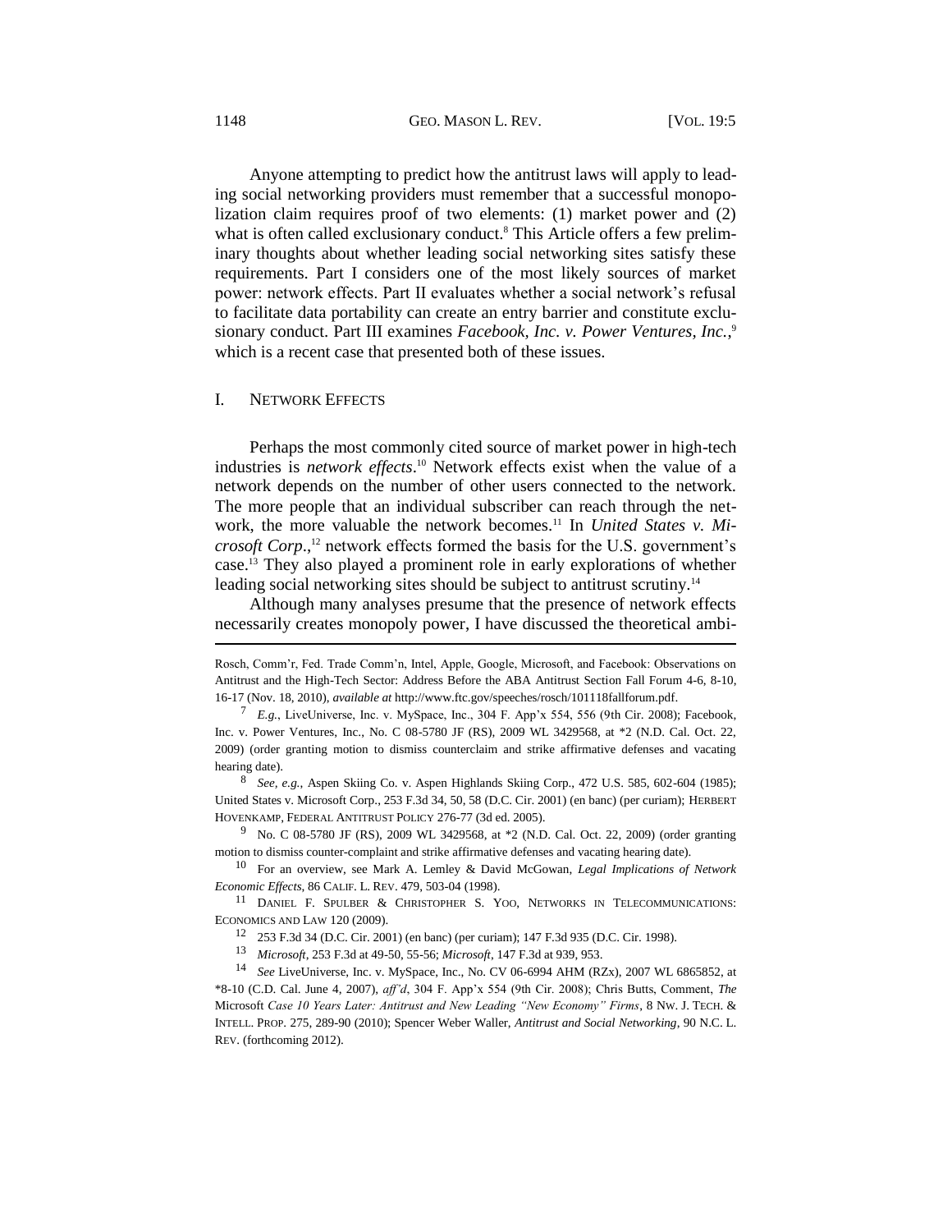Anyone attempting to predict how the antitrust laws will apply to leading social networking providers must remember that a successful monopolization claim requires proof of two elements: (1) market power and (2) what is often called exclusionary conduct.[8] This Article offers a few preliminary thoughts about whether leading social networking sites satisfy these requirements. Part I considers one of the most likely sources of market power: network effects. Part II evaluates whether a social network's refusal to facilitate data portability can create an entry barrier and constitute exclusionary conduct. Part III examines *Facebook, Inc. v. Power Ventures, Inc.*,[9] which is a recent case that presented both of these issues.

## I. NETWORK EFFECTS

Perhaps the most commonly cited source of market power in high-tech industries is *network effects*.[10] Network effects exist when the value of a network depends on the number of other users connected to the network. The more people that an individual subscriber can reach through the network, the more valuable the network becomes.[11] In *United States v. Microsoft Corp.*,[12] network effects formed the basis for the U.S. government's case.[13] They also played a prominent role in early explorations of whether leading social networking sites should be subject to antitrust scrutiny.[14]

Although many analyses presume that the presence of network effects necessarily creates monopoly power, I have discussed the theoretical ambi-

---

Rosch, Comm'r, Fed. Trade Comm'n, Intel, Apple, Google, Microsoft, and Facebook: Observations on Antitrust and the High-Tech Sector: Address Before the ABA Antitrust Section Fall Forum 4-6, 8-10, 16-17 (Nov. 18, 2010), *available at* http://www.ftc.gov/speeches/rosch/101118fallforum.pdf.

[7] *E.g.*, LiveUniverse, Inc. v. MySpace, Inc., 304 F. App'x 554, 556 (9th Cir. 2008); Facebook, Inc. v. Power Ventures, Inc., No. C 08-5780 JF (RS), 2009 WL 3429568, at *2 (N.D. Cal. Oct. 22, 2009) (order granting motion to dismiss counterclaim and strike affirmative defenses and vacating hearing date).

[8] *See, e.g.*, Aspen Skiing Co. v. Aspen Highlands Skiing Corp., 472 U.S. 585, 602-604 (1985); United States v. Microsoft Corp., 253 F.3d 34, 50, 58 (D.C. Cir. 2001) (en banc) (per curiam); HERBERT HOVENKAMP, FEDERAL ANTITRUST POLICY 276-77 (3d ed. 2005).

[9] No. C 08-5780 JF (RS), 2009 WL 3429568, at *2 (N.D. Cal. Oct. 22, 2009) (order granting motion to dismiss counter-complaint and strike affirmative defenses and vacating hearing date).

[10] For an overview, see Mark A. Lemley & David McGowan, *Legal Implications of Network Economic Effects*, 86 CALIF. L. REV. 479, 503-04 (1998).

[11] DANIEL F. SPULBER & CHRISTOPHER S. YOO, NETWORKS IN TELECOMMUNICATIONS: ECONOMICS AND LAW 120 (2009).

[12] 253 F.3d 34 (D.C. Cir. 2001) (en banc) (per curiam); 147 F.3d 935 (D.C. Cir. 1998).

[13] *Microsoft*, 253 F.3d at 49-50, 55-56; *Microsoft*, 147 F.3d at 939, 953.

[14] *See* LiveUniverse, Inc. v. MySpace, Inc., No. CV 06-6994 AHM (RZx), 2007 WL 6865852, at *8-10 (C.D. Cal. June 4, 2007), *aff'd*, 304 F. App'x 554 (9th Cir. 2008); Chris Butts, Comment, *The* Microsoft *Case 10 Years Later: Antitrust and New Leading "New Economy" Firms*, 8 NW. J. TECH. & INTELL. PROP. 275, 289-90 (2010); Spencer Weber Waller, *Antitrust and Social Networking*, 90 N.C. L. REV. (forthcoming 2012).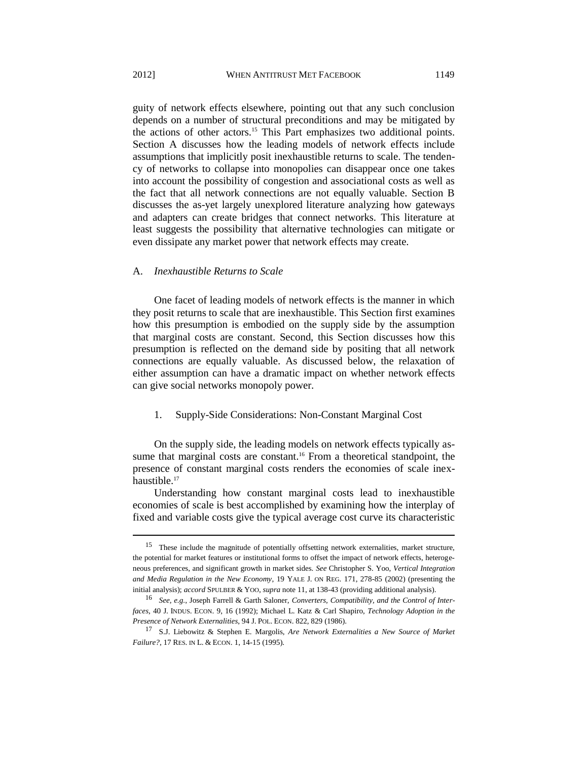guity of network effects elsewhere, pointing out that any such conclusion depends on a number of structural preconditions and may be mitigated by the actions of other actors.[15] This Part emphasizes two additional points. Section A discusses how the leading models of network effects include assumptions that implicitly posit inexhaustible returns to scale. The tendency of networks to collapse into monopolies can disappear once one takes into account the possibility of congestion and associational costs as well as the fact that all network connections are not equally valuable. Section B discusses the as-yet largely unexplored literature analyzing how gateways and adapters can create bridges that connect networks. This literature at least suggests the possibility that alternative technologies can mitigate or even dissipate any market power that network effects may create.

### A. *Inexhaustible Returns to Scale*

One facet of leading models of network effects is the manner in which they posit returns to scale that are inexhaustible. This Section first examines how this presumption is embodied on the supply side by the assumption that marginal costs are constant. Second, this Section discusses how this presumption is reflected on the demand side by positing that all network connections are equally valuable. As discussed below, the relaxation of either assumption can have a dramatic impact on whether network effects can give social networks monopoly power.

#### 1. Supply-Side Considerations: Non-Constant Marginal Cost

On the supply side, the leading models on network effects typically assume that marginal costs are constant.[16] From a theoretical standpoint, the presence of constant marginal costs renders the economies of scale inexhaustible.[17]

Understanding how constant marginal costs lead to inexhaustible economies of scale is best accomplished by examining how the interplay of fixed and variable costs give the typical average cost curve its characteristic

---

[15] These include the magnitude of potentially offsetting network externalities, market structure, the potential for market features or institutional forms to offset the impact of network effects, heterogeneous preferences, and significant growth in market sides. *See* Christopher S. Yoo, *Vertical Integration and Media Regulation in the New Economy*, 19 YALE J. ON REG. 171, 278-85 (2002) (presenting the initial analysis); *accord* SPULBER & YOO, *supra* note 11, at 138-43 (providing additional analysis).

[16] *See, e.g.*, Joseph Farrell & Garth Saloner, *Converters, Compatibility, and the Control of Interfaces*, 40 J. INDUS. ECON. 9, 16 (1992); Michael L. Katz & Carl Shapiro, *Technology Adoption in the Presence of Network Externalities*, 94 J. POL. ECON. 822, 829 (1986).

[17] S.J. Liebowitz & Stephen E. Margolis, *Are Network Externalities a New Source of Market Failure?*, 17 RES. IN L. & ECON. 1, 14-15 (1995).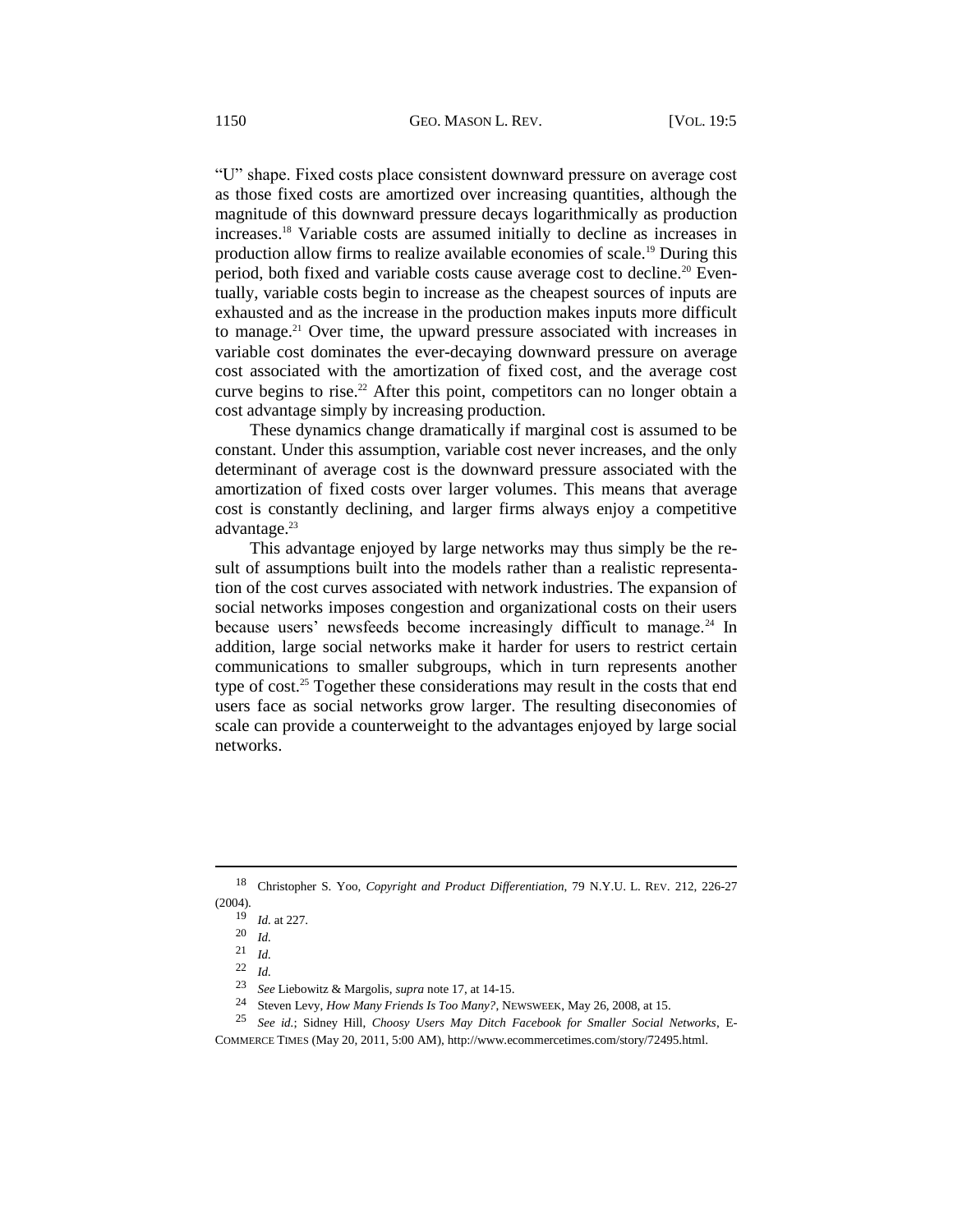"U" shape. Fixed costs place consistent downward pressure on average cost as those fixed costs are amortized over increasing quantities, although the magnitude of this downward pressure decays logarithmically as production increases.[18] Variable costs are assumed initially to decline as increases in production allow firms to realize available economies of scale.[19] During this period, both fixed and variable costs cause average cost to decline.[20] Eventually, variable costs begin to increase as the cheapest sources of inputs are exhausted and as the increase in the production makes inputs more difficult to manage.[21] Over time, the upward pressure associated with increases in variable cost dominates the ever-decaying downward pressure on average cost associated with the amortization of fixed cost, and the average cost curve begins to rise.[22] After this point, competitors can no longer obtain a cost advantage simply by increasing production.

These dynamics change dramatically if marginal cost is assumed to be constant. Under this assumption, variable cost never increases, and the only determinant of average cost is the downward pressure associated with the amortization of fixed costs over larger volumes. This means that average cost is constantly declining, and larger firms always enjoy a competitive advantage.[23]

This advantage enjoyed by large networks may thus simply be the result of assumptions built into the models rather than a realistic representation of the cost curves associated with network industries. The expansion of social networks imposes congestion and organizational costs on their users because users' newsfeeds become increasingly difficult to manage.[24] In addition, large social networks make it harder for users to restrict certain communications to smaller subgroups, which in turn represents another type of cost.[25] Together these considerations may result in the costs that end users face as social networks grow larger. The resulting diseconomies of scale can provide a counterweight to the advantages enjoyed by large social networks.

---

[18] Christopher S. Yoo, *Copyright and Product Differentiation*, 79 N.Y.U. L. REV. 212, 226-27 (2004).

[19] *Id.* at 227.

[20] *Id.*

[21] *Id.*

[22] *Id.*

[23] *See* Liebowitz & Margolis, *supra* note 17, at 14-15.

[24] Steven Levy, *How Many Friends Is Too Many?*, NEWSWEEK, May 26, 2008, at 15.

[25] *See id.*; Sidney Hill, *Choosy Users May Ditch Facebook for Smaller Social Networks*, E-COMMERCE TIMES (May 20, 2011, 5:00 AM), http://www.ecommercetimes.com/story/72495.html.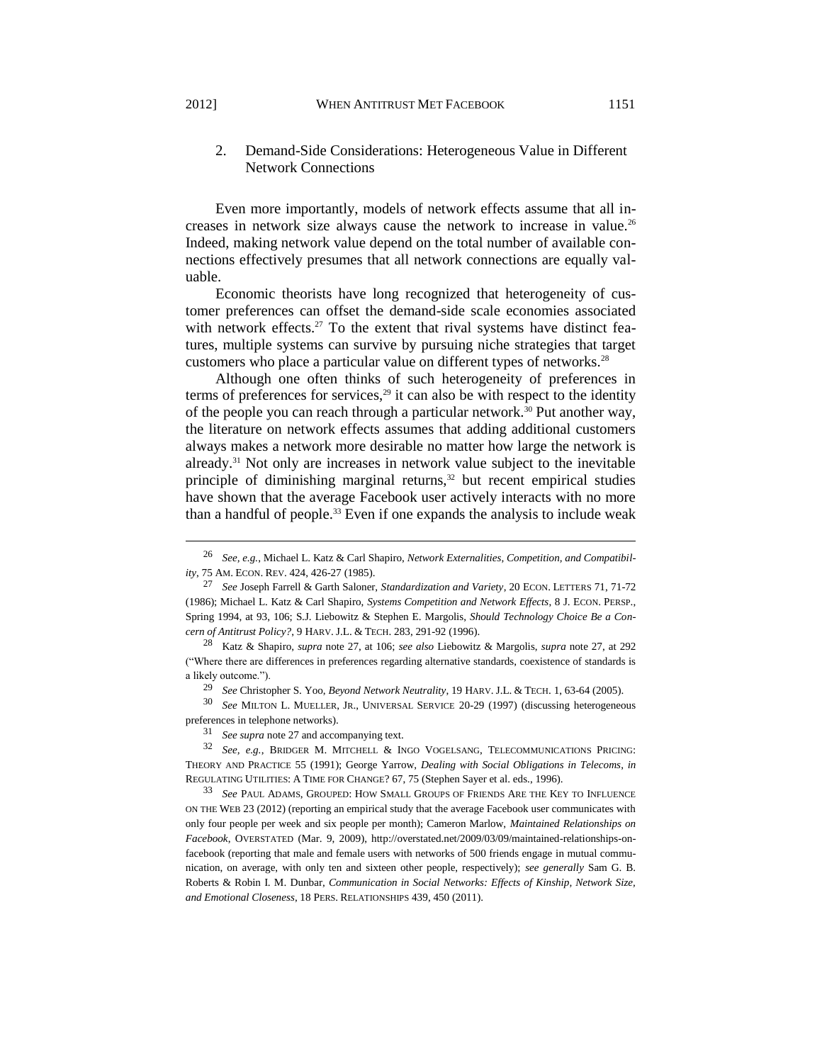### 2. Demand-Side Considerations: Heterogeneous Value in Different Network Connections

Even more importantly, models of network effects assume that all increases in network size always cause the network to increase in value.[26] Indeed, making network value depend on the total number of available connections effectively presumes that all network connections are equally valuable.

Economic theorists have long recognized that heterogeneity of customer preferences can offset the demand-side scale economies associated with network effects.[27] To the extent that rival systems have distinct features, multiple systems can survive by pursuing niche strategies that target customers who place a particular value on different types of networks.[28]

Although one often thinks of such heterogeneity of preferences in terms of preferences for services,[29] it can also be with respect to the identity of the people you can reach through a particular network.[30] Put another way, the literature on network effects assumes that adding additional customers always makes a network more desirable no matter how large the network is already.[31] Not only are increases in network value subject to the inevitable principle of diminishing marginal returns,[32] but recent empirical studies have shown that the average Facebook user actively interacts with no more than a handful of people.[33] Even if one expands the analysis to include weak

---

26 *See, e.g.*, Michael L. Katz & Carl Shapiro, *Network Externalities, Competition, and Compatibility*, 75 AM. ECON. REV. 424, 426-27 (1985).

27 *See* Joseph Farrell & Garth Saloner, *Standardization and Variety*, 20 ECON. LETTERS 71, 71-72 (1986); Michael L. Katz & Carl Shapiro, *Systems Competition and Network Effects*, 8 J. ECON. PERSP., Spring 1994, at 93, 106; S.J. Liebowitz & Stephen E. Margolis, *Should Technology Choice Be a Concern of Antitrust Policy?*, 9 HARV. J.L. & TECH. 283, 291-92 (1996).

28 Katz & Shapiro, *supra* note 27, at 106; *see also* Liebowitz & Margolis, *supra* note 27, at 292 ("Where there are differences in preferences regarding alternative standards, coexistence of standards is a likely outcome.").

29 *See* Christopher S. Yoo, *Beyond Network Neutrality*, 19 HARV. J.L. & TECH. 1, 63-64 (2005).

30 *See* MILTON L. MUELLER, JR., UNIVERSAL SERVICE 20-29 (1997) (discussing heterogeneous preferences in telephone networks).

31 *See supra* note 27 and accompanying text.

32 *See, e.g.*, BRIDGER M. MITCHELL & INGO VOGELSANG, TELECOMMUNICATIONS PRICING: THEORY AND PRACTICE 55 (1991); George Yarrow, *Dealing with Social Obligations in Telecoms*, *in* REGULATING UTILITIES: A TIME FOR CHANGE? 67, 75 (Stephen Sayer et al. eds., 1996).

33 *See* PAUL ADAMS, GROUPED: HOW SMALL GROUPS OF FRIENDS ARE THE KEY TO INFLUENCE ON THE WEB 23 (2012) (reporting an empirical study that the average Facebook user communicates with only four people per week and six people per month); Cameron Marlow, *Maintained Relationships on Facebook*, OVERSTATED (Mar. 9, 2009), http://overstated.net/2009/03/09/maintained-relationships-on-facebook (reporting that male and female users with networks of 500 friends engage in mutual communication, on average, with only ten and sixteen other people, respectively); *see generally* Sam G. B. Roberts & Robin I. M. Dunbar, *Communication in Social Networks: Effects of Kinship, Network Size, and Emotional Closeness*, 18 PERS. RELATIONSHIPS 439, 450 (2011).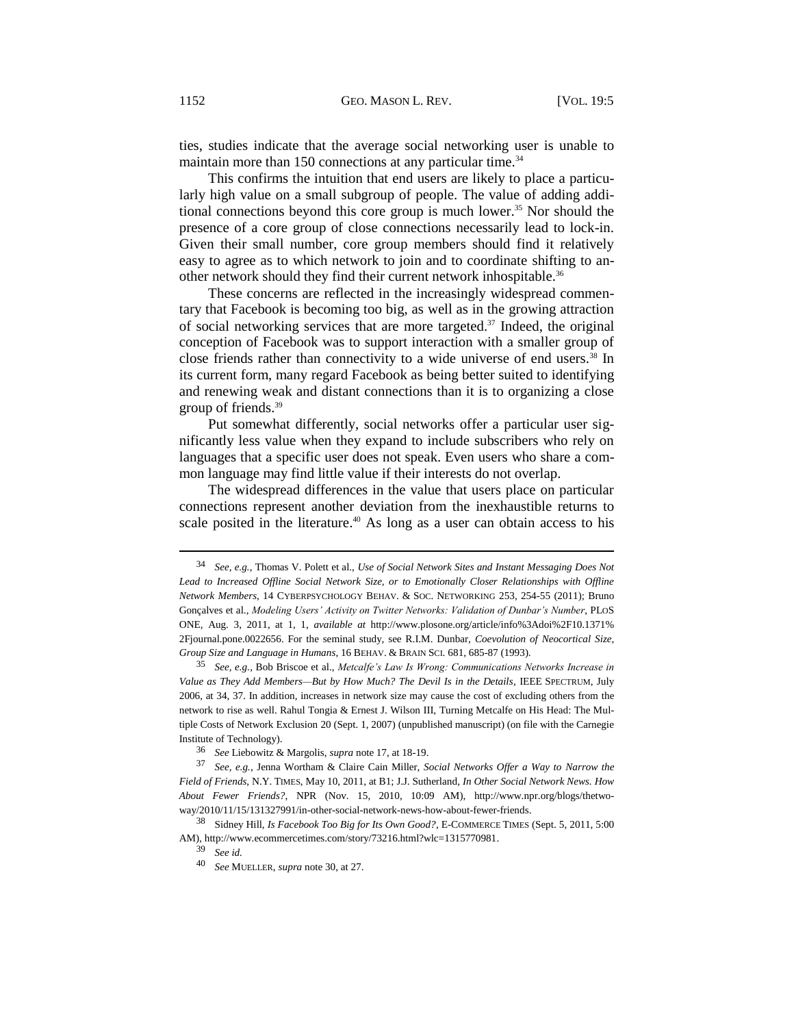ties, studies indicate that the average social networking user is unable to maintain more than 150 connections at any particular time.[34]

This confirms the intuition that end users are likely to place a particularly high value on a small subgroup of people. The value of adding additional connections beyond this core group is much lower.[35] Nor should the presence of a core group of close connections necessarily lead to lock-in. Given their small number, core group members should find it relatively easy to agree as to which network to join and to coordinate shifting to another network should they find their current network inhospitable.[36]

These concerns are reflected in the increasingly widespread commentary that Facebook is becoming too big, as well as in the growing attraction of social networking services that are more targeted.[37] Indeed, the original conception of Facebook was to support interaction with a smaller group of close friends rather than connectivity to a wide universe of end users.[38] In its current form, many regard Facebook as being better suited to identifying and renewing weak and distant connections than it is to organizing a close group of friends.[39]

Put somewhat differently, social networks offer a particular user significantly less value when they expand to include subscribers who rely on languages that a specific user does not speak. Even users who share a common language may find little value if their interests do not overlap.

The widespread differences in the value that users place on particular connections represent another deviation from the inexhaustible returns to scale posited in the literature.[40] As long as a user can obtain access to his

---

34 *See, e.g.*, Thomas V. Polett et al., *Use of Social Network Sites and Instant Messaging Does Not Lead to Increased Offline Social Network Size, or to Emotionally Closer Relationships with Offline Network Members*, 14 CYBERPSYCHOLOGY BEHAV. & SOC. NETWORKING 253, 254-55 (2011); Bruno Gonçalves et al., *Modeling Users' Activity on Twitter Networks: Validation of Dunbar's Number*, PLOS ONE, Aug. 3, 2011, at 1, 1, *available at* http://www.plosone.org/article/info%3Adoi%2F10.1371%2Fjournal.pone.0022656. For the seminal study, see R.I.M. Dunbar, *Coevolution of Neocortical Size, Group Size and Language in Humans*, 16 BEHAV. & BRAIN SCI. 681, 685-87 (1993).

35 *See, e.g.*, Bob Briscoe et al., *Metcalfe's Law Is Wrong: Communications Networks Increase in Value as They Add Members—But by How Much? The Devil Is in the Details*, IEEE SPECTRUM, July 2006, at 34, 37. In addition, increases in network size may cause the cost of excluding others from the network to rise as well. Rahul Tongia & Ernest J. Wilson III, Turning Metcalfe on His Head: The Multiple Costs of Network Exclusion 20 (Sept. 1, 2007) (unpublished manuscript) (on file with the Carnegie Institute of Technology).

36 *See* Liebowitz & Margolis, *supra* note 17, at 18-19.

37 *See, e.g.*, Jenna Wortham & Claire Cain Miller, *Social Networks Offer a Way to Narrow the Field of Friends*, N.Y. TIMES, May 10, 2011, at B1; J.J. Sutherland, *In Other Social Network News. How About Fewer Friends?*, NPR (Nov. 15, 2010, 10:09 AM), http://www.npr.org/blogs/thetwo-way/2010/11/15/131327991/in-other-social-network-news-how-about-fewer-friends.

38 Sidney Hill, *Is Facebook Too Big for Its Own Good?*, E-COMMERCE TIMES (Sept. 5, 2011, 5:00 AM), http://www.ecommercetimes.com/story/73216.html?wlc=1315770981.

39 *See id.*

40 *See* MUELLER, *supra* note 30, at 27.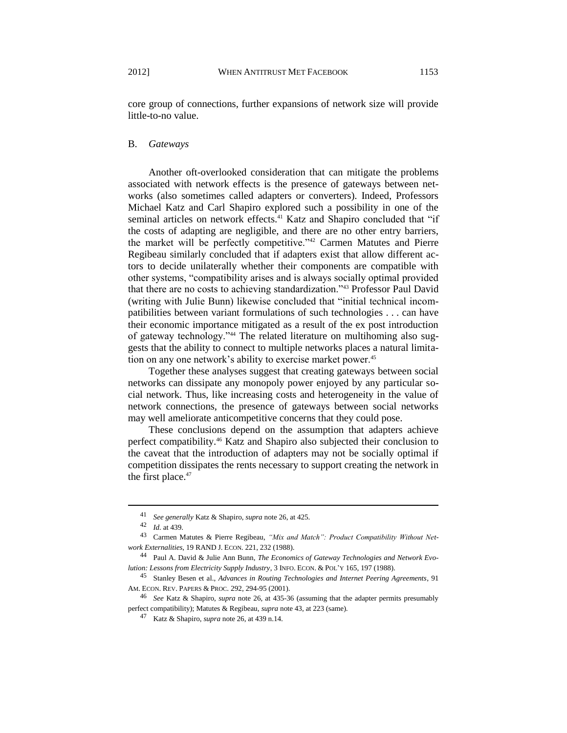core group of connections, further expansions of network size will provide little-to-no value.

## B. *Gateways*

Another oft-overlooked consideration that can mitigate the problems associated with network effects is the presence of gateways between networks (also sometimes called adapters or converters). Indeed, Professors Michael Katz and Carl Shapiro explored such a possibility in one of the seminal articles on network effects.[41] Katz and Shapiro concluded that "if the costs of adapting are negligible, and there are no other entry barriers, the market will be perfectly competitive."[42] Carmen Matutes and Pierre Regibeau similarly concluded that if adapters exist that allow different actors to decide unilaterally whether their components are compatible with other systems, "compatibility arises and is always socially optimal provided that there are no costs to achieving standardization."[43] Professor Paul David (writing with Julie Bunn) likewise concluded that "initial technical incompatibilities between variant formulations of such technologies . . . can have their economic importance mitigated as a result of the ex post introduction of gateway technology."[44] The related literature on multihoming also suggests that the ability to connect to multiple networks places a natural limitation on any one network's ability to exercise market power.[45]

Together these analyses suggest that creating gateways between social networks can dissipate any monopoly power enjoyed by any particular social network. Thus, like increasing costs and heterogeneity in the value of network connections, the presence of gateways between social networks may well ameliorate anticompetitive concerns that they could pose.

These conclusions depend on the assumption that adapters achieve perfect compatibility.[46] Katz and Shapiro also subjected their conclusion to the caveat that the introduction of adapters may not be socially optimal if competition dissipates the rents necessary to support creating the network in the first place.[47]

---

41 *See generally* Katz & Shapiro, *supra* note 26, at 425.

42 *Id.* at 439.

43 Carmen Matutes & Pierre Regibeau, *"Mix and Match": Product Compatibility Without Network Externalities*, 19 RAND J. ECON. 221, 232 (1988).

44 Paul A. David & Julie Ann Bunn, *The Economics of Gateway Technologies and Network Evolution: Lessons from Electricity Supply Industry*, 3 INFO. ECON. & POL'Y 165, 197 (1988).

45 Stanley Besen et al., *Advances in Routing Technologies and Internet Peering Agreements*, 91 AM. ECON. REV. PAPERS & PROC. 292, 294-95 (2001).

46 *See* Katz & Shapiro, *supra* note 26, at 435-36 (assuming that the adapter permits presumably perfect compatibility); Matutes & Regibeau, *supra* note 43, at 223 (same).

47 Katz & Shapiro, *supra* note 26, at 439 n.14.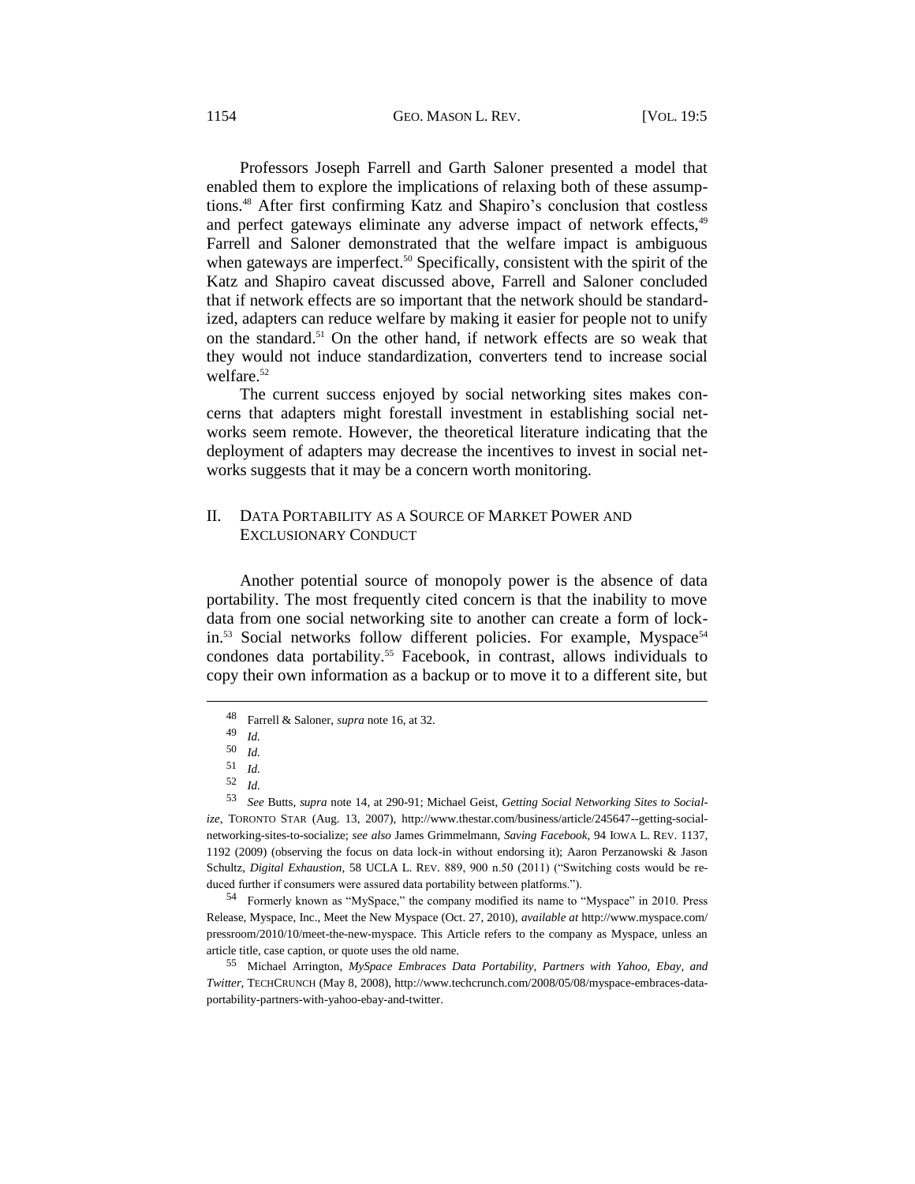Professors Joseph Farrell and Garth Saloner presented a model that enabled them to explore the implications of relaxing both of these assumptions.[48] After first confirming Katz and Shapiro's conclusion that costless and perfect gateways eliminate any adverse impact of network effects,[49] Farrell and Saloner demonstrated that the welfare impact is ambiguous when gateways are imperfect.[50] Specifically, consistent with the spirit of the Katz and Shapiro caveat discussed above, Farrell and Saloner concluded that if network effects are so important that the network should be standardized, adapters can reduce welfare by making it easier for people not to unify on the standard.[51] On the other hand, if network effects are so weak that they would not induce standardization, converters tend to increase social welfare.[52]

The current success enjoyed by social networking sites makes concerns that adapters might forestall investment in establishing social networks seem remote. However, the theoretical literature indicating that the deployment of adapters may decrease the incentives to invest in social networks suggests that it may be a concern worth monitoring.

## II. DATA PORTABILITY AS A SOURCE OF MARKET POWER AND EXCLUSIONARY CONDUCT

Another potential source of monopoly power is the absence of data portability. The most frequently cited concern is that the inability to move data from one social networking site to another can create a form of lock-in.[53] Social networks follow different policies. For example, Myspace[54] condones data portability.[55] Facebook, in contrast, allows individuals to copy their own information as a backup or to move it to a different site, but

---

48 Farrell & Saloner, *supra* note 16, at 32.

49 *Id.*

50 *Id.*

51 *Id.*

52 *Id.*

53 *See* Butts, *supra* note 14, at 290-91; Michael Geist, *Getting Social Networking Sites to Socialize*, TORONTO STAR (Aug. 13, 2007), http://www.thestar.com/business/article/245647--getting-social-networking-sites-to-socialize; *see also* James Grimmelmann, *Saving Facebook*, 94 IOWA L. REV. 1137, 1192 (2009) (observing the focus on data lock-in without endorsing it); Aaron Perzanowski & Jason Schultz, *Digital Exhaustion*, 58 UCLA L. REV. 889, 900 n.50 (2011) ("Switching costs would be reduced further if consumers were assured data portability between platforms.").

54 Formerly known as "MySpace," the company modified its name to "Myspace" in 2010. Press Release, Myspace, Inc., Meet the New Myspace (Oct. 27, 2010), *available at* http://www.myspace.com/pressroom/2010/10/meet-the-new-myspace. This Article refers to the company as Myspace, unless an article title, case caption, or quote uses the old name.

55 Michael Arrington, *MySpace Embraces Data Portability, Partners with Yahoo, Ebay, and Twitter*, TECHCRUNCH (May 8, 2008), http://www.techcrunch.com/2008/05/08/myspace-embraces-data-portability-partners-with-yahoo-ebay-and-twitter.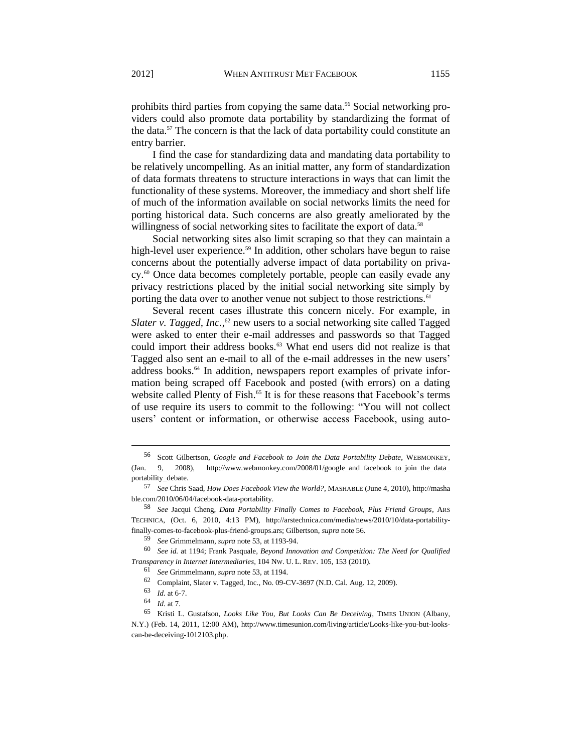prohibits third parties from copying the same data.[56] Social networking providers could also promote data portability by standardizing the format of the data.[57] The concern is that the lack of data portability could constitute an entry barrier.

I find the case for standardizing data and mandating data portability to be relatively uncompelling. As an initial matter, any form of standardization of data formats threatens to structure interactions in ways that can limit the functionality of these systems. Moreover, the immediacy and short shelf life of much of the information available on social networks limits the need for porting historical data. Such concerns are also greatly ameliorated by the willingness of social networking sites to facilitate the export of data.[58]

Social networking sites also limit scraping so that they can maintain a high-level user experience.[59] In addition, other scholars have begun to raise concerns about the potentially adverse impact of data portability on privacy.[60] Once data becomes completely portable, people can easily evade any privacy restrictions placed by the initial social networking site simply by porting the data over to another venue not subject to those restrictions.[61]

Several recent cases illustrate this concern nicely. For example, in *Slater v. Tagged, Inc.*,[62] new users to a social networking site called Tagged were asked to enter their e-mail addresses and passwords so that Tagged could import their address books.[63] What end users did not realize is that Tagged also sent an e-mail to all of the e-mail addresses in the new users' address books.[64] In addition, newspapers report examples of private information being scraped off Facebook and posted (with errors) on a dating website called Plenty of Fish.[65] It is for these reasons that Facebook's terms of use require its users to commit to the following: "You will not collect users' content or information, or otherwise access Facebook, using auto-

---

56 Scott Gilbertson, *Google and Facebook to Join the Data Portability Debate*, WEBMONKEY, (Jan. 9, 2008), http://www.webmonkey.com/2008/01/google_and_facebook_to_join_the_data_portability_debate.

57 *See* Chris Saad, *How Does Facebook View the World?*, MASHABLE (June 4, 2010), http://mashable.com/2010/06/04/facebook-data-portability.

58 *See* Jacqui Cheng, *Data Portability Finally Comes to Facebook, Plus Friend Groups*, ARS TECHNICA, (Oct. 6, 2010, 4:13 PM), http://arstechnica.com/media/news/2010/10/data-portability-finally-comes-to-facebook-plus-friend-groups.ars; Gilbertson, *supra* note 56.

59 *See* Grimmelmann, *supra* note 53, at 1193-94.

60 *See id.* at 1194; Frank Pasquale, *Beyond Innovation and Competition: The Need for Qualified Transparency in Internet Intermediaries*, 104 NW. U. L. REV. 105, 153 (2010).

61 *See* Grimmelmann, *supra* note 53, at 1194.

62 Complaint, Slater v. Tagged, Inc., No. 09-CV-3697 (N.D. Cal. Aug. 12, 2009).

63 *Id.* at 6-7.

64 *Id.* at 7.

65 Kristi L. Gustafson, *Looks Like You, But Looks Can Be Deceiving*, TIMES UNION (Albany, N.Y.) (Feb. 14, 2011, 12:00 AM), http://www.timesunion.com/living/article/Looks-like-you-but-looks-can-be-deceiving-1012103.php.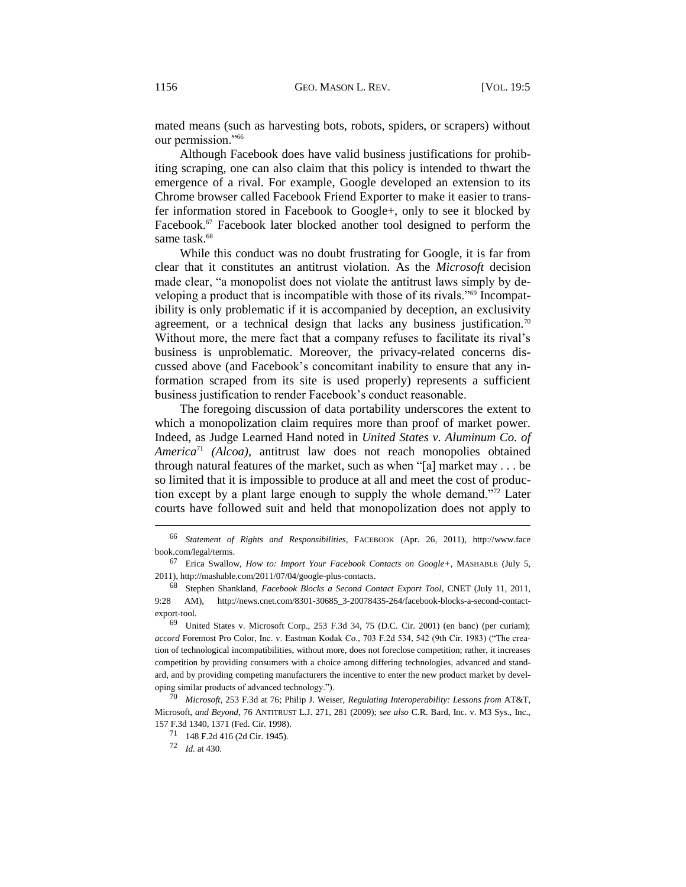mated means (such as harvesting bots, robots, spiders, or scrapers) without our permission."[66]

Although Facebook does have valid business justifications for prohibiting scraping, one can also claim that this policy is intended to thwart the emergence of a rival. For example, Google developed an extension to its Chrome browser called Facebook Friend Exporter to make it easier to transfer information stored in Facebook to Google+, only to see it blocked by Facebook.[67] Facebook later blocked another tool designed to perform the same task.[68]

While this conduct was no doubt frustrating for Google, it is far from clear that it constitutes an antitrust violation. As the *Microsoft* decision made clear, "a monopolist does not violate the antitrust laws simply by developing a product that is incompatible with those of its rivals."[69] Incompatibility is only problematic if it is accompanied by deception, an exclusivity agreement, or a technical design that lacks any business justification.[70] Without more, the mere fact that a company refuses to facilitate its rival's business is unproblematic. Moreover, the privacy-related concerns discussed above (and Facebook's concomitant inability to ensure that any information scraped from its site is used properly) represents a sufficient business justification to render Facebook's conduct reasonable.

The foregoing discussion of data portability underscores the extent to which a monopolization claim requires more than proof of market power. Indeed, as Judge Learned Hand noted in *United States v. Aluminum Co. of America*[71] *(Alcoa)*, antitrust law does not reach monopolies obtained through natural features of the market, such as when "[a] market may . . . be so limited that it is impossible to produce at all and meet the cost of production except by a plant large enough to supply the whole demand."[72] Later courts have followed suit and held that monopolization does not apply to

---

[66] *Statement of Rights and Responsibilities*, FACEBOOK (Apr. 26, 2011), http://www.facebook.com/legal/terms.

[67] Erica Swallow, *How to: Import Your Facebook Contacts on Google+*, MASHABLE (July 5, 2011), http://mashable.com/2011/07/04/google-plus-contacts.

[68] Stephen Shankland, *Facebook Blocks a Second Contact Export Tool*, CNET (July 11, 2011, 9:28 AM), http://news.cnet.com/8301-30685_3-20078435-264/facebook-blocks-a-second-contact-export-tool.

[69] United States v. Microsoft Corp., 253 F.3d 34, 75 (D.C. Cir. 2001) (en banc) (per curiam); *accord* Foremost Pro Color, Inc. v. Eastman Kodak Co., 703 F.2d 534, 542 (9th Cir. 1983) ("The creation of technological incompatibilities, without more, does not foreclose competition; rather, it increases competition by providing consumers with a choice among differing technologies, advanced and standard, and by providing competing manufacturers the incentive to enter the new product market by developing similar products of advanced technology.").

[70] *Microsoft*, 253 F.3d at 76; Philip J. Weiser, *Regulating Interoperability: Lessons from* AT&T, Microsoft, *and Beyond*, 76 ANTITRUST L.J. 271, 281 (2009); *see also* C.R. Bard, Inc. v. M3 Sys., Inc., 157 F.3d 1340, 1371 (Fed. Cir. 1998).

[71] 148 F.2d 416 (2d Cir. 1945).

[72] *Id.* at 430.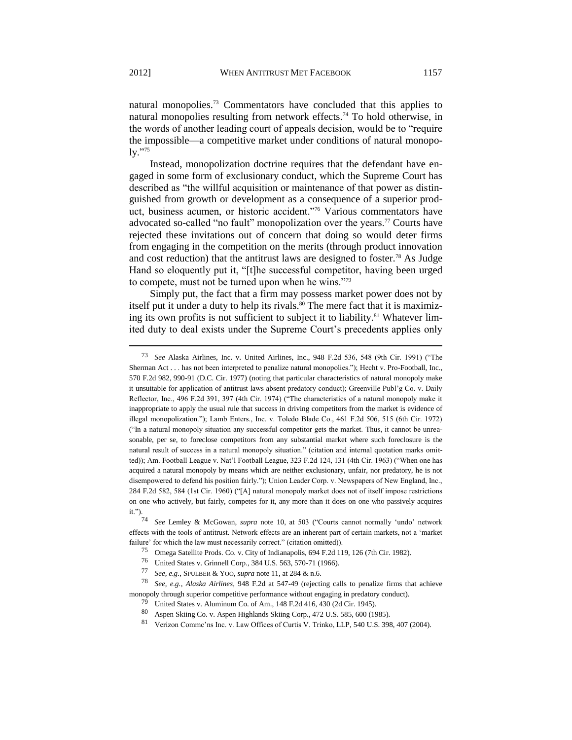natural monopolies.[73] Commentators have concluded that this applies to natural monopolies resulting from network effects.[74] To hold otherwise, in the words of another leading court of appeals decision, would be to "require the impossible—a competitive market under conditions of natural monopoly."[75]

Instead, monopolization doctrine requires that the defendant have engaged in some form of exclusionary conduct, which the Supreme Court has described as "the willful acquisition or maintenance of that power as distinguished from growth or development as a consequence of a superior product, business acumen, or historic accident."[76] Various commentators have advocated so-called "no fault" monopolization over the years.[77] Courts have rejected these invitations out of concern that doing so would deter firms from engaging in the competition on the merits (through product innovation and cost reduction) that the antitrust laws are designed to foster.[78] As Judge Hand so eloquently put it, "[t]he successful competitor, having been urged to compete, must not be turned upon when he wins."[79]

Simply put, the fact that a firm may possess market power does not by itself put it under a duty to help its rivals.[80] The mere fact that it is maximizing its own profits is not sufficient to subject it to liability.[81] Whatever limited duty to deal exists under the Supreme Court's precedents applies only

---

73 *See* Alaska Airlines, Inc. v. United Airlines, Inc., 948 F.2d 536, 548 (9th Cir. 1991) ("The Sherman Act . . . has not been interpreted to penalize natural monopolies."); Hecht v. Pro-Football, Inc., 570 F.2d 982, 990-91 (D.C. Cir. 1977) (noting that particular characteristics of natural monopoly make it unsuitable for application of antitrust laws absent predatory conduct); Greenville Publ'g Co. v. Daily Reflector, Inc., 496 F.2d 391, 397 (4th Cir. 1974) ("The characteristics of a natural monopoly make it inappropriate to apply the usual rule that success in driving competitors from the market is evidence of illegal monopolization."); Lamb Enters., Inc. v. Toledo Blade Co., 461 F.2d 506, 515 (6th Cir. 1972) ("In a natural monopoly situation any successful competitor gets the market. Thus, it cannot be unreasonable, per se, to foreclose competitors from any substantial market where such foreclosure is the natural result of success in a natural monopoly situation." (citation and internal quotation marks omitted)); Am. Football League v. Nat'l Football League, 323 F.2d 124, 131 (4th Cir. 1963) ("When one has acquired a natural monopoly by means which are neither exclusionary, unfair, nor predatory, he is not disempowered to defend his position fairly."); Union Leader Corp. v. Newspapers of New England, Inc., 284 F.2d 582, 584 (1st Cir. 1960) ("[A] natural monopoly market does not of itself impose restrictions on one who actively, but fairly, competes for it, any more than it does on one who passively acquires it.").

74 *See* Lemley & McGowan, *supra* note 10, at 503 ("Courts cannot normally 'undo' network effects with the tools of antitrust. Network effects are an inherent part of certain markets, not a 'market failure' for which the law must necessarily correct." (citation omitted)).

75 Omega Satellite Prods. Co. v. City of Indianapolis, 694 F.2d 119, 126 (7th Cir. 1982).

76 United States v. Grinnell Corp., 384 U.S. 563, 570-71 (1966).

77 *See, e.g.*, SPULBER & YOO, *supra* note 11, at 284 & n.6.

78 *See, e.g.*, *Alaska Airlines*, 948 F.2d at 547-49 (rejecting calls to penalize firms that achieve monopoly through superior competitive performance without engaging in predatory conduct).

79 United States v. Aluminum Co. of Am., 148 F.2d 416, 430 (2d Cir. 1945).

80 Aspen Skiing Co. v. Aspen Highlands Skiing Corp., 472 U.S. 585, 600 (1985).

81 Verizon Commc'ns Inc. v. Law Offices of Curtis V. Trinko, LLP, 540 U.S. 398, 407 (2004).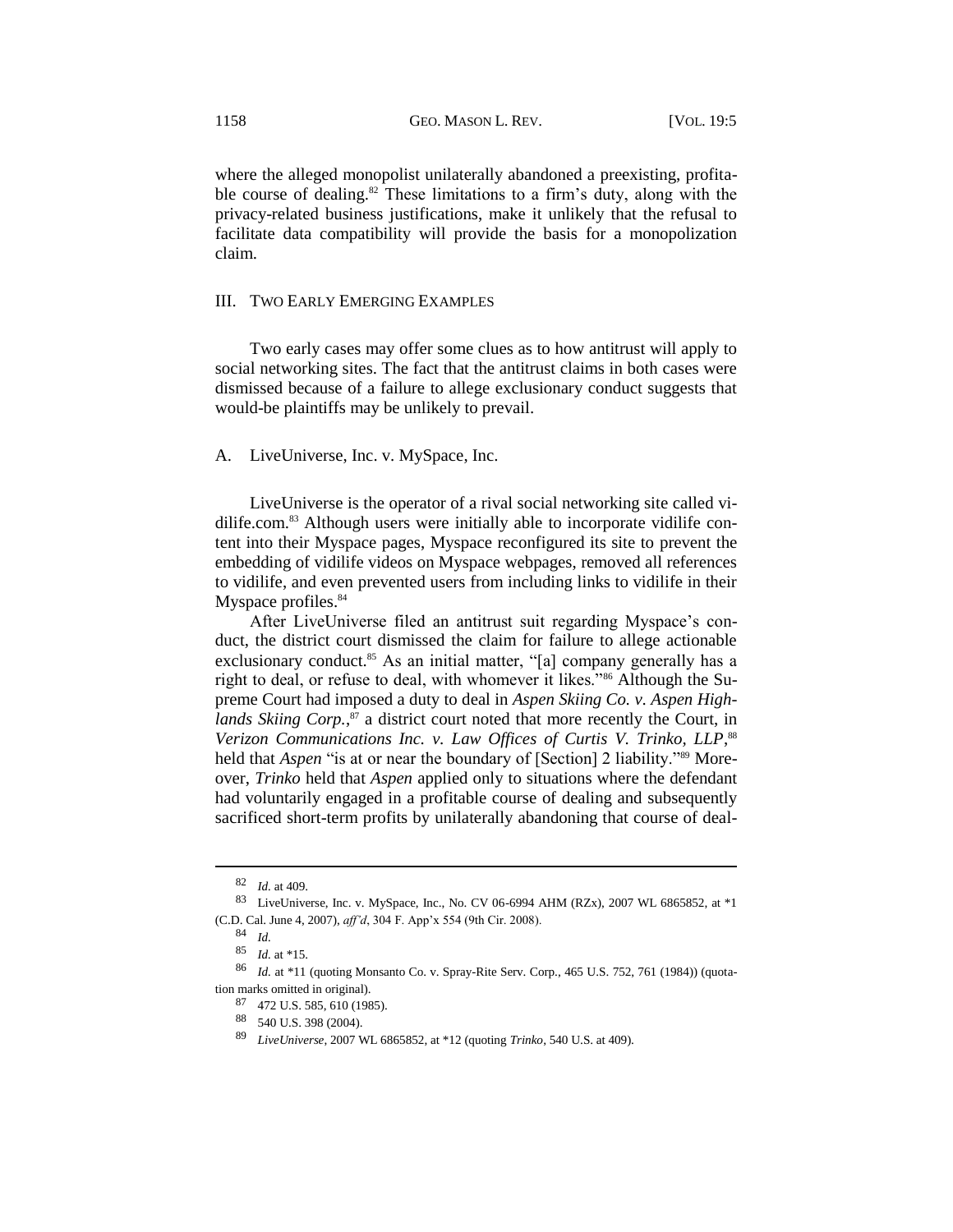where the alleged monopolist unilaterally abandoned a preexisting, profitable course of dealing.[82] These limitations to a firm's duty, along with the privacy-related business justifications, make it unlikely that the refusal to facilitate data compatibility will provide the basis for a monopolization claim.

## III. TWO EARLY EMERGING EXAMPLES

Two early cases may offer some clues as to how antitrust will apply to social networking sites. The fact that the antitrust claims in both cases were dismissed because of a failure to allege exclusionary conduct suggests that would-be plaintiffs may be unlikely to prevail.

### A. LiveUniverse, Inc. v. MySpace, Inc.

LiveUniverse is the operator of a rival social networking site called vidilife.com.[83] Although users were initially able to incorporate vidilife content into their Myspace pages, Myspace reconfigured its site to prevent the embedding of vidilife videos on Myspace webpages, removed all references to vidilife, and even prevented users from including links to vidilife in their Myspace profiles.[84]

After LiveUniverse filed an antitrust suit regarding Myspace's conduct, the district court dismissed the claim for failure to allege actionable exclusionary conduct.[85] As an initial matter, "[a] company generally has a right to deal, or refuse to deal, with whomever it likes."[86] Although the Supreme Court had imposed a duty to deal in *Aspen Skiing Co. v. Aspen Highlands Skiing Corp.*,[87] a district court noted that more recently the Court, in *Verizon Communications Inc. v. Law Offices of Curtis V. Trinko, LLP*,[88] held that *Aspen* "is at or near the boundary of [Section] 2 liability."[89] Moreover, *Trinko* held that *Aspen* applied only to situations where the defendant had voluntarily engaged in a profitable course of dealing and subsequently sacrificed short-term profits by unilaterally abandoning that course of deal-

---

[82] *Id.* at 409.

[83] LiveUniverse, Inc. v. MySpace, Inc., No. CV 06-6994 AHM (RZx), 2007 WL 6865852, at *1 (C.D. Cal. June 4, 2007), *aff'd*, 304 F. App'x 554 (9th Cir. 2008).

[84] *Id.*

[85] *Id.* at *15.

[86] *Id.* at *11 (quoting Monsanto Co. v. Spray-Rite Serv. Corp., 465 U.S. 752, 761 (1984)) (quotation marks omitted in original).

[87] 472 U.S. 585, 610 (1985).

[88] 540 U.S. 398 (2004).

[89] *LiveUniverse*, 2007 WL 6865852, at *12 (quoting *Trinko*, 540 U.S. at 409).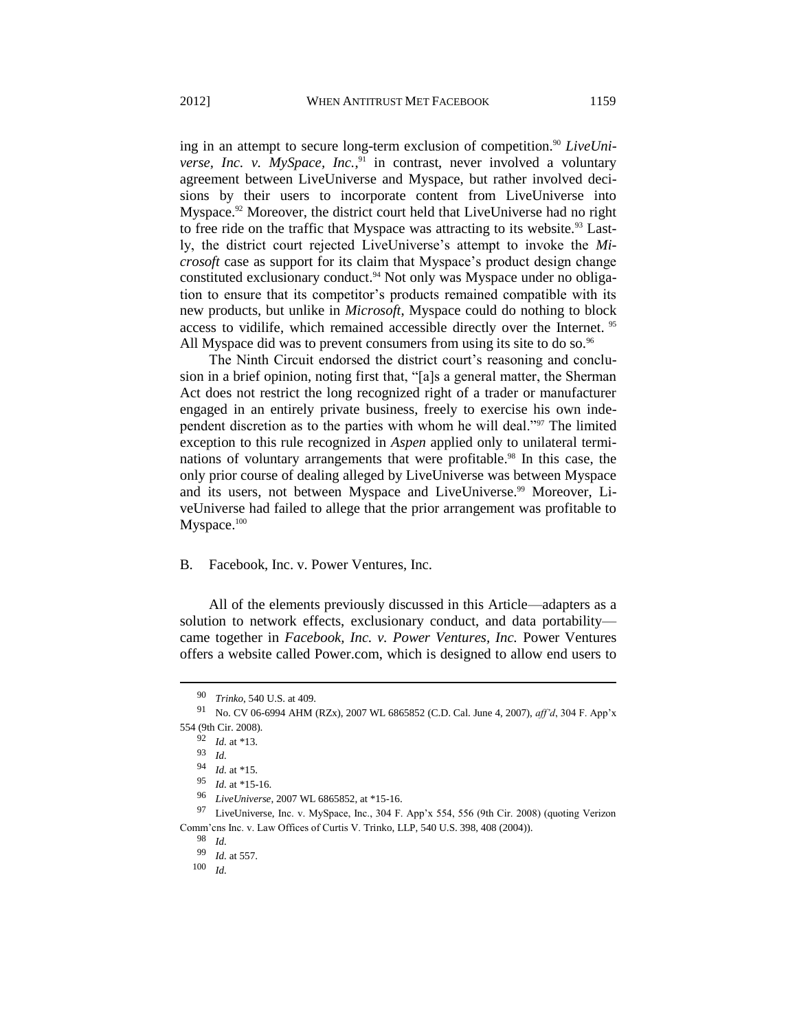ing in an attempt to secure long-term exclusion of competition.[90] *LiveUniverse, Inc. v. MySpace, Inc.*,[91] in contrast, never involved a voluntary agreement between LiveUniverse and Myspace, but rather involved decisions by their users to incorporate content from LiveUniverse into Myspace.[92] Moreover, the district court held that LiveUniverse had no right to free ride on the traffic that Myspace was attracting to its website.[93] Lastly, the district court rejected LiveUniverse's attempt to invoke the *Microsoft* case as support for its claim that Myspace's product design change constituted exclusionary conduct.[94] Not only was Myspace under no obligation to ensure that its competitor's products remained compatible with its new products, but unlike in *Microsoft*, Myspace could do nothing to block access to vidilife, which remained accessible directly over the Internet.[95] All Myspace did was to prevent consumers from using its site to do so.[96]

The Ninth Circuit endorsed the district court's reasoning and conclusion in a brief opinion, noting first that, "[a]s a general matter, the Sherman Act does not restrict the long recognized right of a trader or manufacturer engaged in an entirely private business, freely to exercise his own independent discretion as to the parties with whom he will deal."[97] The limited exception to this rule recognized in *Aspen* applied only to unilateral terminations of voluntary arrangements that were profitable.[98] In this case, the only prior course of dealing alleged by LiveUniverse was between Myspace and its users, not between Myspace and LiveUniverse.[99] Moreover, LiveUniverse had failed to allege that the prior arrangement was profitable to Myspace.[100]

### B. Facebook, Inc. v. Power Ventures, Inc.

All of the elements previously discussed in this Article—adapters as a solution to network effects, exclusionary conduct, and data portability—came together in *Facebook, Inc. v. Power Ventures, Inc.* Power Ventures offers a website called Power.com, which is designed to allow end users to

---

[90] *Trinko*, 540 U.S. at 409.

[91] No. CV 06-6994 AHM (RZx), 2007 WL 6865852 (C.D. Cal. June 4, 2007), *aff'd*, 304 F. App'x 554 (9th Cir. 2008).

[92] *Id.* at \*13.

[93] *Id.*

[94] *Id.* at \*15.

[95] *Id.* at \*15-16.

[96] *LiveUniverse*, 2007 WL 6865852, at \*15-16.

[97] LiveUniverse, Inc. v. MySpace, Inc., 304 F. App'x 554, 556 (9th Cir. 2008) (quoting Verizon Comm'cns Inc. v. Law Offices of Curtis V. Trinko, LLP, 540 U.S. 398, 408 (2004)).

[98] *Id.*

[99] *Id.* at 557.

[100] *Id.*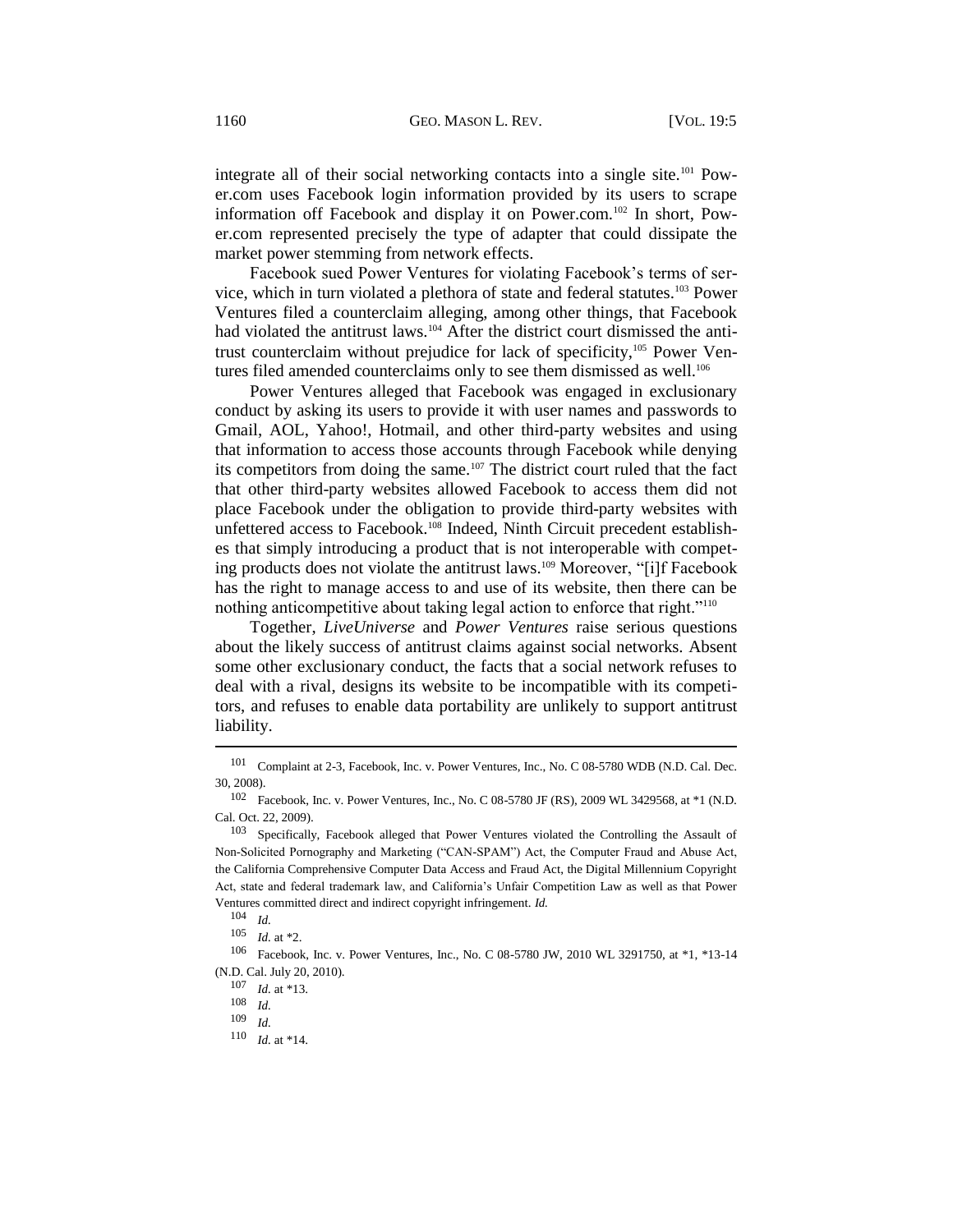integrate all of their social networking contacts into a single site.[101] Power.com uses Facebook login information provided by its users to scrape information off Facebook and display it on Power.com.[102] In short, Power.com represented precisely the type of adapter that could dissipate the market power stemming from network effects.

Facebook sued Power Ventures for violating Facebook's terms of service, which in turn violated a plethora of state and federal statutes.[103] Power Ventures filed a counterclaim alleging, among other things, that Facebook had violated the antitrust laws.[104] After the district court dismissed the antitrust counterclaim without prejudice for lack of specificity,[105] Power Ventures filed amended counterclaims only to see them dismissed as well.[106]

Power Ventures alleged that Facebook was engaged in exclusionary conduct by asking its users to provide it with user names and passwords to Gmail, AOL, Yahoo!, Hotmail, and other third-party websites and using that information to access those accounts through Facebook while denying its competitors from doing the same.[107] The district court ruled that the fact that other third-party websites allowed Facebook to access them did not place Facebook under the obligation to provide third-party websites with unfettered access to Facebook.[108] Indeed, Ninth Circuit precedent establishes that simply introducing a product that is not interoperable with competing products does not violate the antitrust laws.[109] Moreover, "[i]f Facebook has the right to manage access to and use of its website, then there can be nothing anticompetitive about taking legal action to enforce that right."[110]

Together, *LiveUniverse* and *Power Ventures* raise serious questions about the likely success of antitrust claims against social networks. Absent some other exclusionary conduct, the facts that a social network refuses to deal with a rival, designs its website to be incompatible with its competitors, and refuses to enable data portability are unlikely to support antitrust liability.

---

[101] Complaint at 2-3, Facebook, Inc. v. Power Ventures, Inc., No. C 08-5780 WDB (N.D. Cal. Dec. 30, 2008).

[102] Facebook, Inc. v. Power Ventures, Inc., No. C 08-5780 JF (RS), 2009 WL 3429568, at *1 (N.D. Cal. Oct. 22, 2009).

[103] Specifically, Facebook alleged that Power Ventures violated the Controlling the Assault of Non-Solicited Pornography and Marketing ("CAN-SPAM") Act, the Computer Fraud and Abuse Act, the California Comprehensive Computer Data Access and Fraud Act, the Digital Millennium Copyright Act, state and federal trademark law, and California's Unfair Competition Law as well as that Power Ventures committed direct and indirect copyright infringement. *Id.*

[104] *Id.*

[105] *Id.* at *2.

[106] Facebook, Inc. v. Power Ventures, Inc., No. C 08-5780 JW, 2010 WL 3291750, at *1, *13-14 (N.D. Cal. July 20, 2010).

[107] *Id.* at *13.

[108] *Id.*

[109] *Id.*

[110] *Id.* at *14.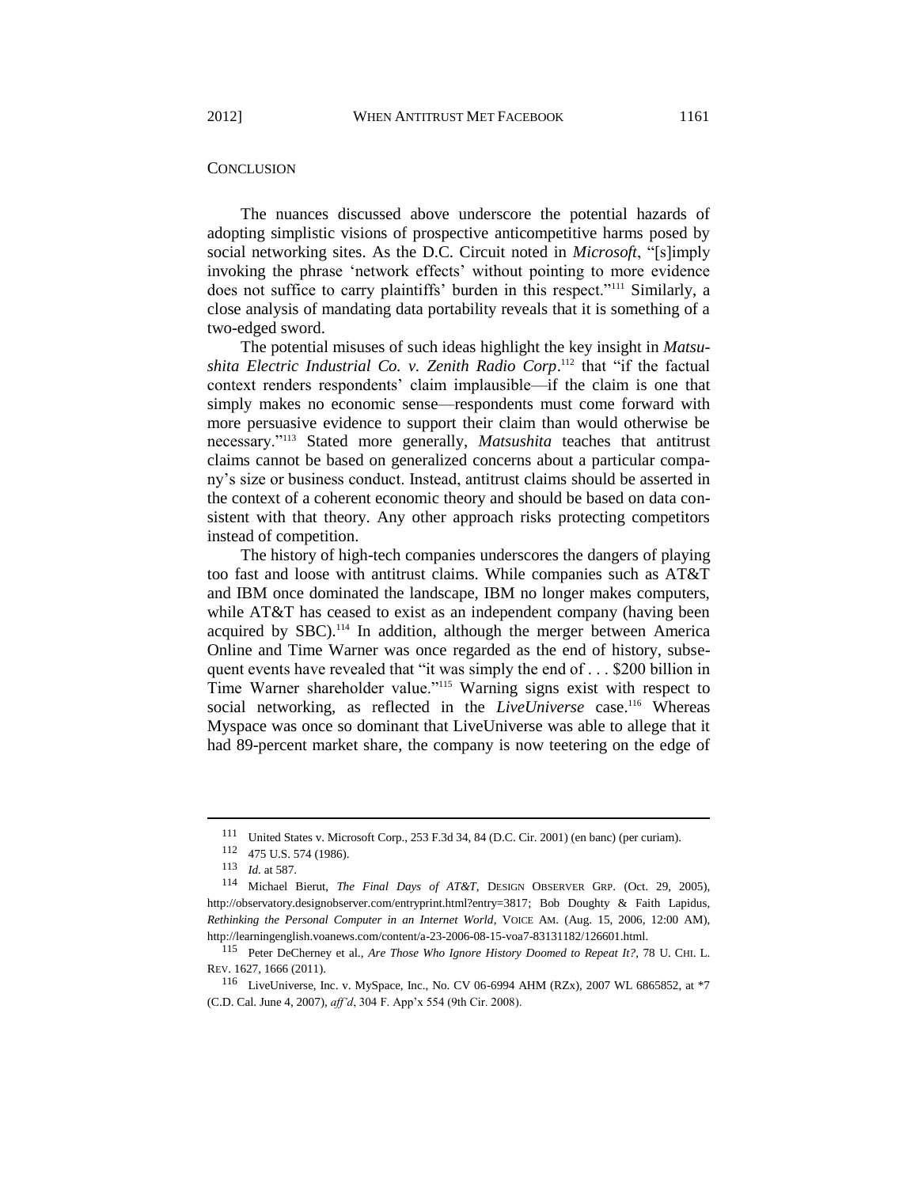## CONCLUSION

The nuances discussed above underscore the potential hazards of adopting simplistic visions of prospective anticompetitive harms posed by social networking sites. As the D.C. Circuit noted in *Microsoft*, "[s]imply invoking the phrase 'network effects' without pointing to more evidence does not suffice to carry plaintiffs' burden in this respect."[111] Similarly, a close analysis of mandating data portability reveals that it is something of a two-edged sword.

The potential misuses of such ideas highlight the key insight in *Matsushita Electric Industrial Co. v. Zenith Radio Corp*.[112] that "if the factual context renders respondents' claim implausible—if the claim is one that simply makes no economic sense—respondents must come forward with more persuasive evidence to support their claim than would otherwise be necessary."[113] Stated more generally, *Matsushita* teaches that antitrust claims cannot be based on generalized concerns about a particular company's size or business conduct. Instead, antitrust claims should be asserted in the context of a coherent economic theory and should be based on data consistent with that theory. Any other approach risks protecting competitors instead of competition.

The history of high-tech companies underscores the dangers of playing too fast and loose with antitrust claims. While companies such as AT&T and IBM once dominated the landscape, IBM no longer makes computers, while AT&T has ceased to exist as an independent company (having been acquired by SBC).[114] In addition, although the merger between America Online and Time Warner was once regarded as the end of history, subsequent events have revealed that "it was simply the end of . . . $200 billion in Time Warner shareholder value."[115] Warning signs exist with respect to social networking, as reflected in the *LiveUniverse* case.[116] Whereas Myspace was once so dominant that LiveUniverse was able to allege that it had 89-percent market share, the company is now teetering on the edge of

---

111 United States v. Microsoft Corp., 253 F.3d 34, 84 (D.C. Cir. 2001) (en banc) (per curiam).

112 475 U.S. 574 (1986).

113 *Id.* at 587.

114 Michael Bierut, *The Final Days of AT&T*, DESIGN OBSERVER GRP. (Oct. 29, 2005), http://observatory.designobserver.com/entryprint.html?entry=3817; Bob Doughty & Faith Lapidus, *Rethinking the Personal Computer in an Internet World*, VOICE AM. (Aug. 15, 2006, 12:00 AM), http://learningenglish.voanews.com/content/a-23-2006-08-15-voa7-83131182/126601.html.

115 Peter DeCherney et al., *Are Those Who Ignore History Doomed to Repeat It?*, 78 U. CHI. L. REV. 1627, 1666 (2011).

116 LiveUniverse, Inc. v. MySpace, Inc., No. CV 06-6994 AHM (RZx), 2007 WL 6865852, at *7 (C.D. Cal. June 4, 2007), *aff'd*, 304 F. App'x 554 (9th Cir. 2008).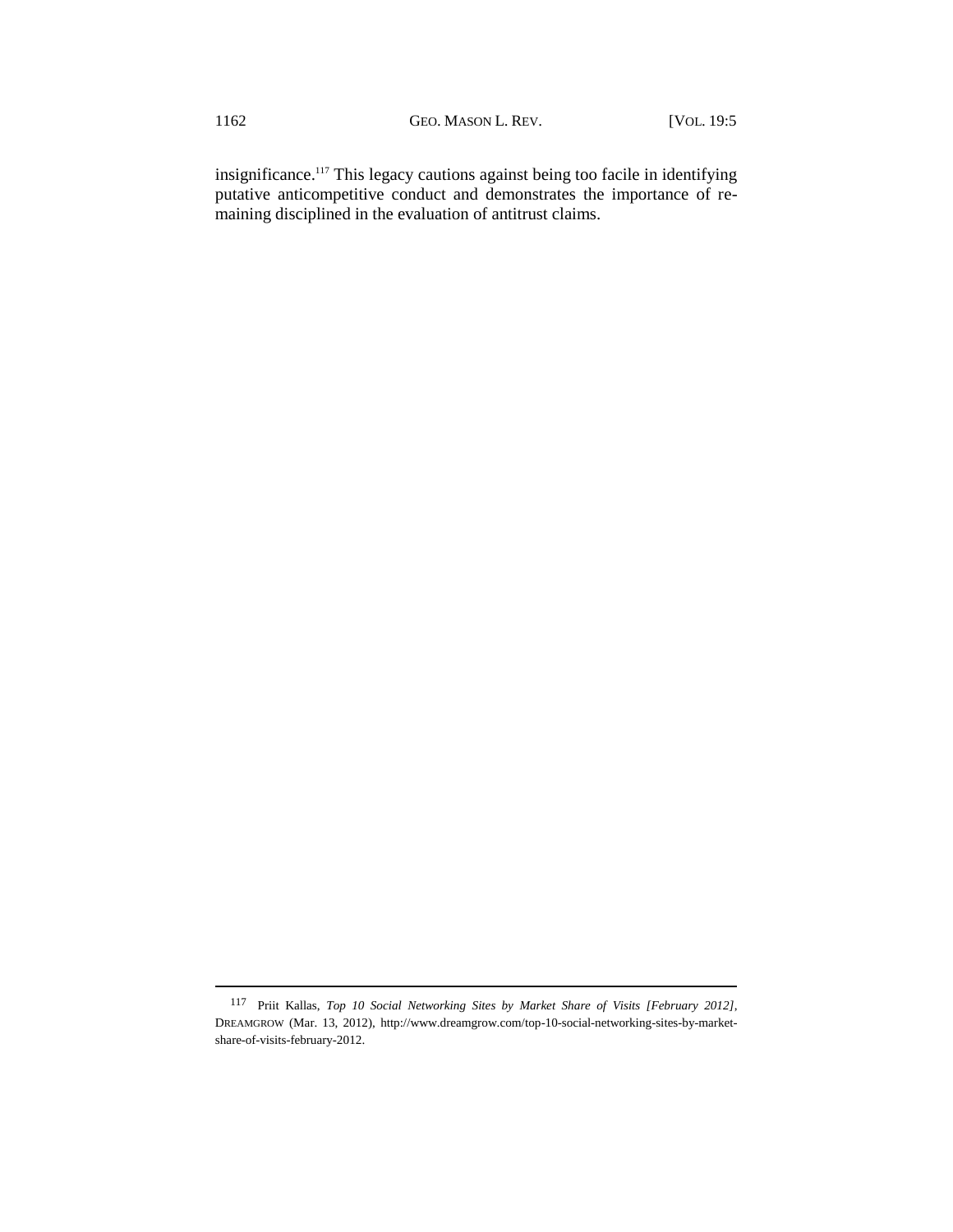insignificance.[117] This legacy cautions against being too facile in identifying putative anticompetitive conduct and demonstrates the importance of remaining disciplined in the evaluation of antitrust claims.

---

117 Priit Kallas, *Top 10 Social Networking Sites by Market Share of Visits [February 2012]*, DREAMGROW (Mar. 13, 2012), http://www.dreamgrow.com/top-10-social-networking-sites-by-market-share-of-visits-february-2012.